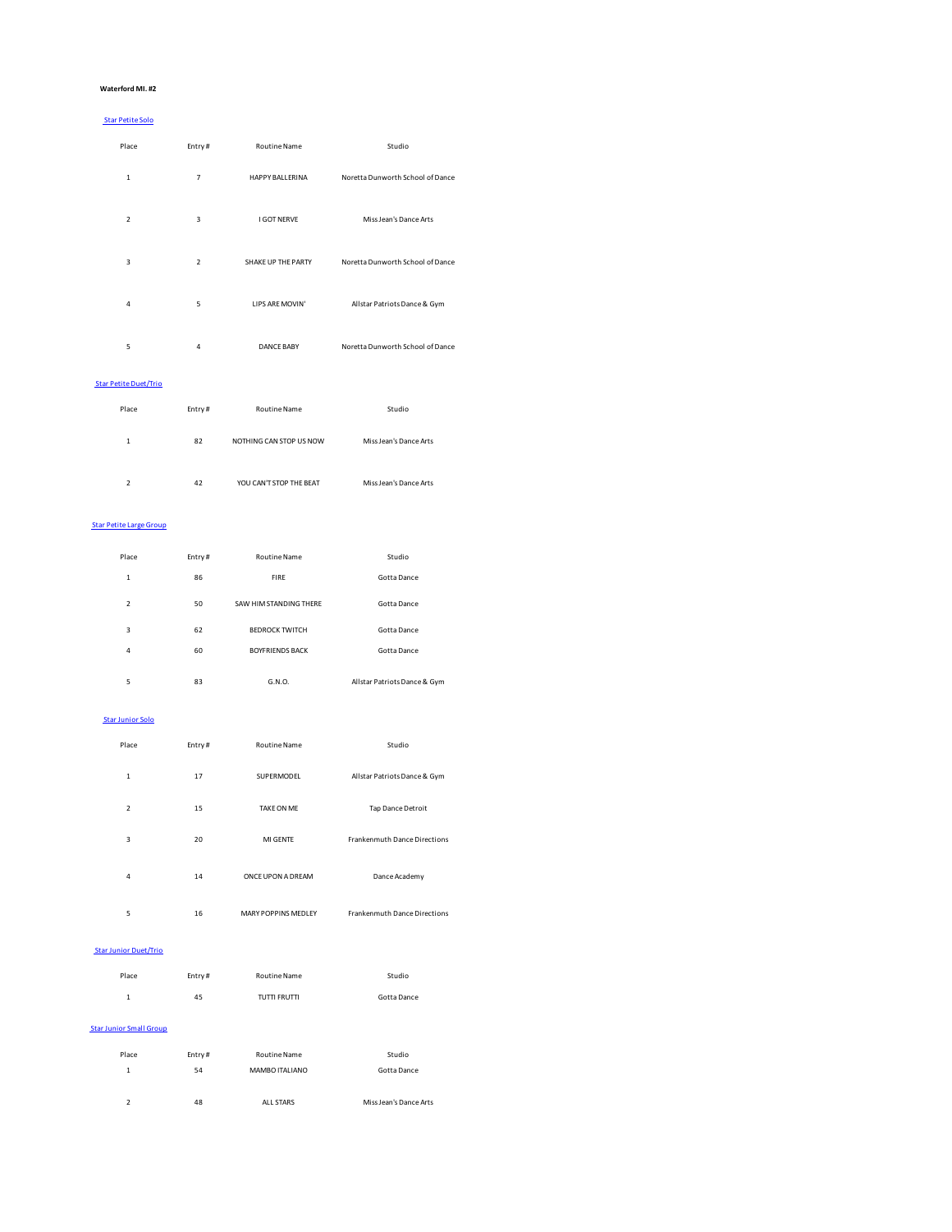**Waterford MI. #2**

### Star Petite Solo

| Place | Entry # | Routine Name | Studio |
|---|---|---|---|
| 1 | 7 | HAPPY BALLERINA | Noretta Dunworth School of Dance |
| 2 | 3 | I GOT NERVE | Miss Jean's Dance Arts |
| 3 | 2 | SHAKE UP THE PARTY | Noretta Dunworth School of Dance |
| 4 | 5 | LIPS ARE MOVIN' | Allstar Patriots Dance & Gym |
| 5 | 4 | DANCE BABY | Noretta Dunworth School of Dance |

### Star Petite Duet/Trio

| Place | Entry # | Routine Name | Studio |
|---|---|---|---|
| 1 | 82 | NOTHING CAN STOP US NOW | Miss Jean's Dance Arts |
| 2 | 42 | YOU CAN'T STOP THE BEAT | Miss Jean's Dance Arts |

### Star Petite Large Group

| Place | Entry # | Routine Name | Studio |
|---|---|---|---|
| 1 | 86 | FIRE | Gotta Dance |
| 2 | 50 | SAW HIM STANDING THERE | Gotta Dance |
| 3 | 62 | BEDROCK TWITCH | Gotta Dance |
| 4 | 60 | BOYFRIENDS BACK | Gotta Dance |
| 5 | 83 | G.N.O. | Allstar Patriots Dance & Gym |

### Star Junior Solo

| Place | Entry # | Routine Name | Studio |
|---|---|---|---|
| 1 | 17 | SUPERMODEL | Allstar Patriots Dance & Gym |
| 2 | 15 | TAKE ON ME | Tap Dance Detroit |
| 3 | 20 | MI GENTE | Frankenmuth Dance Directions |
| 4 | 14 | ONCE UPON A DREAM | Dance Academy |
| 5 | 16 | MARY POPPINS MEDLEY | Frankenmuth Dance Directions |

### Star Junior Duet/Trio

| Place | Entry # | Routine Name | Studio |
|---|---|---|---|
| 1 | 45 | TUTTI FRUTTI | Gotta Dance |

### Star Junior Small Group

| Place | Entry # | Routine Name | Studio |
|---|---|---|---|
| 1 | 54 | MAMBO ITALIANO | Gotta Dance |
| 2 | 48 | ALL STARS | Miss Jean's Dance Arts |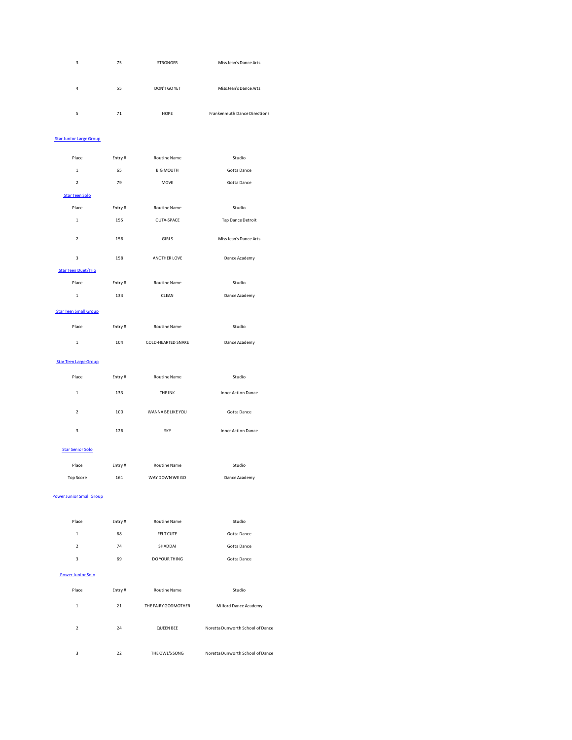| Place | Entry # | Routine Name | Studio |
|---|---|---|---|
| 3 | 75 | STRONGER | Miss Jean's Dance Arts |
| 4 | 55 | DON'T GO YET | Miss Jean's Dance Arts |
| 5 | 71 | HOPE | Frankenmuth Dance Directions |

## Star Junior Large Group

| Place | Entry # | Routine Name | Studio |
|---|---|---|---|
| 1 | 65 | BIG MOUTH | Gotta Dance |
| 2 | 79 | MOVE | Gotta Dance |

## Star Teen Solo

| Place | Entry # | Routine Name | Studio |
|---|---|---|---|
| 1 | 155 | OUTA-SPACE | Tap Dance Detroit |
| 2 | 156 | GIRLS | Miss Jean's Dance Arts |
| 3 | 158 | ANOTHER LOVE | Dance Academy |

## Star Teen Duet/Trio

| Place | Entry # | Routine Name | Studio |
|---|---|---|---|
| 1 | 134 | CLEAN | Dance Academy |

## Star Teen Small Group

| Place | Entry # | Routine Name | Studio |
|---|---|---|---|
| 1 | 104 | COLD-HEARTED SNAKE | Dance Academy |

## Star Teen Large Group

| Place | Entry # | Routine Name | Studio |
|---|---|---|---|
| 1 | 133 | THE INK | Inner Action Dance |
| 2 | 100 | WANNA BE LIKE YOU | Gotta Dance |
| 3 | 126 | SKY | Inner Action Dance |

## Star Senior Solo

| Place | Entry # | Routine Name | Studio |
|---|---|---|---|
| Top Score | 161 | WAY DOWN WE GO | Dance Academy |

## Power Junior Small Group

| Place | Entry # | Routine Name | Studio |
|---|---|---|---|
| 1 | 68 | FELT CUTE | Gotta Dance |
| 2 | 74 | SHADDAI | Gotta Dance |
| 3 | 69 | DO YOUR THING | Gotta Dance |

## Power Junior Solo

| Place | Entry # | Routine Name | Studio |
|---|---|---|---|
| 1 | 21 | THE FAIRY GODMOTHER | Milford Dance Academy |
| 2 | 24 | QUEEN BEE | Noretta Dunworth School of Dance |
| 3 | 22 | THE OWL'S SONG | Noretta Dunworth School of Dance |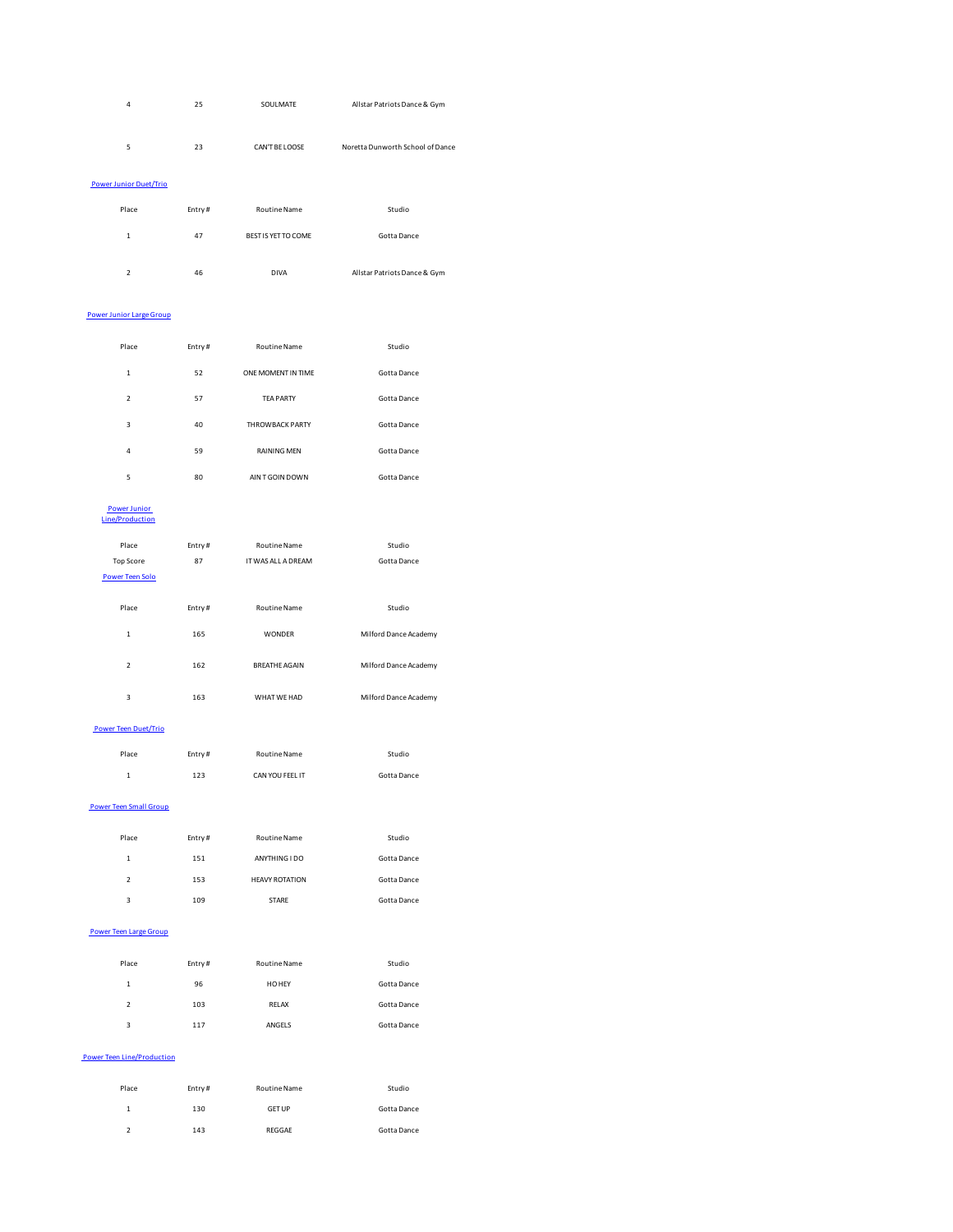| Place | Entry # | Routine Name | Studio |
|---|---|---|---|
| 4 | 25 | SOULMATE | Allstar Patriots Dance & Gym |
| 5 | 23 | CAN'T BE LOOSE | Noretta Dunworth School of Dance |

Power Junior Duet/Trio

| Place | Entry # | Routine Name | Studio |
|---|---|---|---|
| 1 | 47 | BEST IS YET TO COME | Gotta Dance |
| 2 | 46 | DIVA | Allstar Patriots Dance & Gym |

Power Junior Large Group

| Place | Entry # | Routine Name | Studio |
|---|---|---|---|
| 1 | 52 | ONE MOMENT IN TIME | Gotta Dance |
| 2 | 57 | TEA PARTY | Gotta Dance |
| 3 | 40 | THROWBACK PARTY | Gotta Dance |
| 4 | 59 | RAINING MEN | Gotta Dance |
| 5 | 80 | AIN T GOIN DOWN | Gotta Dance |

Power Junior Line/Production

| Place | Entry # | Routine Name | Studio |
|---|---|---|---|
| Top Score | 87 | IT WAS ALL A DREAM | Gotta Dance |

Power Teen Solo

| Place | Entry # | Routine Name | Studio |
|---|---|---|---|
| 1 | 165 | WONDER | Milford Dance Academy |
| 2 | 162 | BREATHE AGAIN | Milford Dance Academy |
| 3 | 163 | WHAT WE HAD | Milford Dance Academy |

Power Teen Duet/Trio

| Place | Entry # | Routine Name | Studio |
|---|---|---|---|
| 1 | 123 | CAN YOU FEEL IT | Gotta Dance |

Power Teen Small Group

| Place | Entry # | Routine Name | Studio |
|---|---|---|---|
| 1 | 151 | ANYTHING I DO | Gotta Dance |
| 2 | 153 | HEAVY ROTATION | Gotta Dance |
| 3 | 109 | STARE | Gotta Dance |

Power Teen Large Group

| Place | Entry # | Routine Name | Studio |
|---|---|---|---|
| 1 | 96 | HO HEY | Gotta Dance |
| 2 | 103 | RELAX | Gotta Dance |
| 3 | 117 | ANGELS | Gotta Dance |

Power Teen Line/Production

| Place | Entry # | Routine Name | Studio |
|---|---|---|---|
| 1 | 130 | GET UP | Gotta Dance |
| 2 | 143 | REGGAE | Gotta Dance |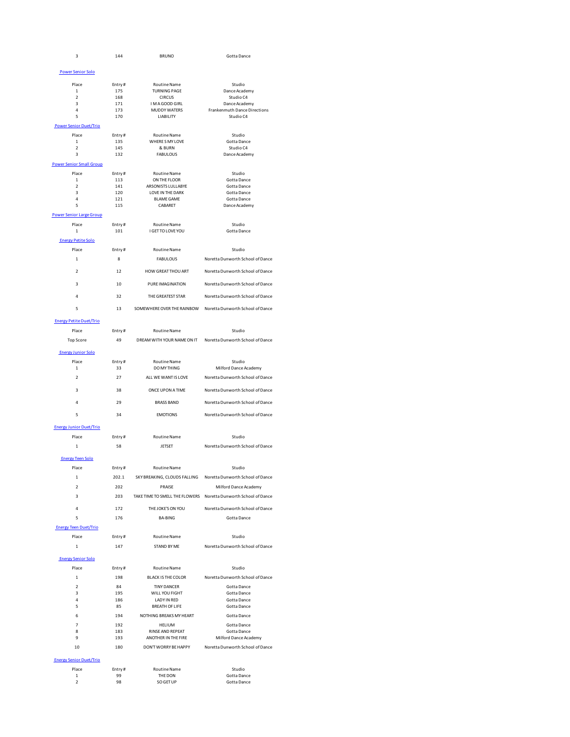| 3 | 144 | BRUNO | Gotta Dance |
|---|---|---|---|

## Power Senior Solo

| Place | Entry # | Routine Name | Studio |
|---|---|---|---|
| 1 | 175 | TURNING PAGE | Dance Academy |
| 2 | 168 | CIRCUS | Studio C4 |
| 3 | 171 | I M A GOOD GIRL | Dance Academy |
| 4 | 173 | MUDDY WATERS | Frankenmuth Dance Directions |
| 5 | 170 | LIABILITY | Studio C4 |

## Power Senior Duet/Trio

| Place | Entry # | Routine Name | Studio |
|---|---|---|---|
| 1 | 135 | WHERE S MY LOVE | Gotta Dance |
| 2 | 145 | & BURN | Studio C4 |
| 3 | 132 | FABULOUS | Dance Academy |

## Power Senior Small Group

| Place | Entry # | Routine Name | Studio |
|---|---|---|---|
| 1 | 113 | ON THE FLOOR | Gotta Dance |
| 2 | 141 | ARSONISTS LULLABYE | Gotta Dance |
| 3 | 120 | LOVE IN THE DARK | Gotta Dance |
| 4 | 121 | BLAME GAME | Gotta Dance |
| 5 | 115 | CABARET | Dance Academy |

## Power Senior Large Group

| Place | Entry # | Routine Name | Studio |
|---|---|---|---|
| 1 | 101 | I GET TO LOVE YOU | Gotta Dance |

## Energy Petite Solo

| Place | Entry # | Routine Name | Studio |
|---|---|---|---|
| 1 | 8 | FABULOUS | Noretta Dunworth School of Dance |
| 2 | 12 | HOW GREAT THOU ART | Noretta Dunworth School of Dance |
| 3 | 10 | PURE IMAGINATION | Noretta Dunworth School of Dance |
| 4 | 32 | THE GREATEST STAR | Noretta Dunworth School of Dance |
| 5 | 13 | SOMEWHERE OVER THE RAINBOW | Noretta Dunworth School of Dance |

## Energy Petite Duet/Trio

| Place | Entry # | Routine Name | Studio |
|---|---|---|---|
| Top Score | 49 | DREAM WITH YOUR NAME ON IT | Noretta Dunworth School of Dance |

## Energy Junior Solo

| Place | Entry # | Routine Name | Studio |
|---|---|---|---|
| 1 | 33 | DO MY THING | Milford Dance Academy |
| 2 | 27 | ALL WE WANT IS LOVE | Noretta Dunworth School of Dance |
| 3 | 38 | ONCE UPON A TIME | Noretta Dunworth School of Dance |
| 4 | 29 | BRASS BAND | Noretta Dunworth School of Dance |
| 5 | 34 | EMOTIONS | Noretta Dunworth School of Dance |

## Energy Junior Duet/Trio

| Place | Entry # | Routine Name | Studio |
|---|---|---|---|
| 1 | 58 | JETSET | Noretta Dunworth School of Dance |

## Energy Teen Solo

| Place | Entry # | Routine Name | Studio |
|---|---|---|---|
| 1 | 202.1 | SKY BREAKING, CLOUDS FALLING | Noretta Dunworth School of Dance |
| 2 | 202 | PRAISE | Milford Dance Academy |
| 3 | 203 | TAKE TIME TO SMELL THE FLOWERS | Noretta Dunworth School of Dance |
| 4 | 172 | THE JOKE'S ON YOU | Noretta Dunworth School of Dance |
| 5 | 176 | BA-BING | Gotta Dance |

## Energy Teen Duet/Trio

| Place | Entry # | Routine Name | Studio |
|---|---|---|---|
| 1 | 147 | STAND BY ME | Noretta Dunworth School of Dance |

## Energy Senior Solo

| Place | Entry # | Routine Name | Studio |
|---|---|---|---|
| 1 | 198 | BLACK IS THE COLOR | Noretta Dunworth School of Dance |
| 2 | 84 | TINY DANCER | Gotta Dance |
| 3 | 195 | WILL YOU FIGHT | Gotta Dance |
| 4 | 186 | LADY IN RED | Gotta Dance |
| 5 | 85 | BREATH OF LIFE | Gotta Dance |
| 6 | 194 | NOTHING BREAKS MY HEART | Gotta Dance |
| 7 | 192 | HELIUM | Gotta Dance |
| 8 | 183 | RINSE AND REPEAT | Gotta Dance |
| 9 | 193 | ANOTHER IN THE FIRE | Milford Dance Academy |
| 10 | 180 | DON'T WORRY BE HAPPY | Noretta Dunworth School of Dance |

## Energy Senior Duet/Trio

| Place | Entry # | Routine Name | Studio |
|---|---|---|---|
| 1 | 99 | THE DON | Gotta Dance |
| 2 | 98 | SO GET UP | Gotta Dance |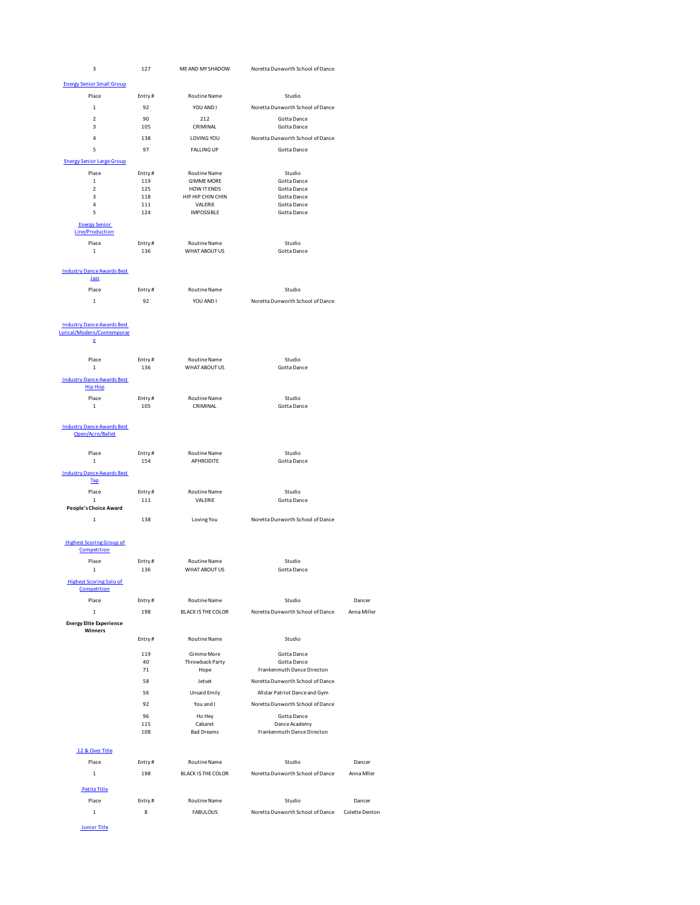| 3 | 127 | ME AND MY SHADOW | Noretta Dunworth School of Dance |
|---|---|---|---|

### Energy Senior Small Group

| Place | Entry # | Routine Name | Studio |
|---|---|---|---|
| 1 | 92 | YOU AND I | Noretta Dunworth School of Dance |
| 2 | 90 | 212 | Gotta Dance |
| 3 | 105 | CRIMINAL | Gotta Dance |
| 4 | 138 | LOVING YOU | Noretta Dunworth School of Dance |
| 5 | 97 | FALLING UP | Gotta Dance |

### Energy Senior Large Group

| Place | Entry # | Routine Name | Studio |
|---|---|---|---|
| 1 | 119 | GIMME MORE | Gotta Dance |
| 2 | 125 | HOW IT ENDS | Gotta Dance |
| 3 | 118 | HIP HIP CHIN CHIN | Gotta Dance |
| 4 | 111 | VALERIE | Gotta Dance |
| 5 | 124 | IMPOSSIBLE | Gotta Dance |

### Energy Senior Line/Production

| Place | Entry # | Routine Name | Studio |
|---|---|---|---|
| 1 | 136 | WHAT ABOUT US | Gotta Dance |

### Industry Dance Awards Best Jazz

| Place | Entry # | Routine Name | Studio |
|---|---|---|---|
| 1 | 92 | YOU AND I | Noretta Dunworth School of Dance |

### Industry Dance Awards Best Lyrical/Modern/Contemporary

| Place | Entry # | Routine Name | Studio |
|---|---|---|---|
| 1 | 136 | WHAT ABOUT US | Gotta Dance |

### Industry Dance Awards Best Hip Hop

| Place | Entry # | Routine Name | Studio |
|---|---|---|---|
| 1 | 105 | CRIMINAL | Gotta Dance |

### Industry Dance Awards Best Open/Acro/Ballet

| Place | Entry # | Routine Name | Studio |
|---|---|---|---|
| 1 | 154 | APHRODITE | Gotta Dance |

### Industry Dance Awards Best Tap

| Place | Entry # | Routine Name | Studio |
|---|---|---|---|
| 1 | 111 | VALERIE | Gotta Dance |

### People's Choice Award

| 1 | 138 | Loving You | Noretta Dunworth School of Dance |
|---|---|---|---|

### Highest Scoring Group of Competition

| Place | Entry # | Routine Name | Studio |
|---|---|---|---|
| 1 | 136 | WHAT ABOUT US | Gotta Dance |

### Highest Scoring Solo of Competition

| Place | Entry # | Routine Name | Studio | Dancer |
|---|---|---|---|---|
| 1 | 198 | BLACK IS THE COLOR | Noretta Dunworth School of Dance | Anna Miller |

### Energy Elite Experience Winners

| Entry # | Routine Name | Studio |
|---|---|---|
| 119 | Gimme More | Gotta Dance |
| 40 | Throwback Party | Gotta Dance |
| 71 | Hope | Frankenmuth Dance Directon |
| 58 | Jetset | Noretta Dunworth School of Dance |
| 56 | Unsaid Emily | Allstar Patriot Dance and Gym |
| 92 | You and I | Noretta Dunworth School of Dance |
| 96 | Ho Hey | Gotta Dance |
| 115 | Cabaret | Dance Academy |
| 108 | Bad Dreams | Frankenmuth Dance Directon |

### 12 & Over Title

| Place | Entry # | Routine Name | Studio | Dancer |
|---|---|---|---|---|
| 1 | 198 | BLACK IS THE COLOR | Noretta Dunworth School of Dance | Anna Mller |

### Petite Title

| Place | Entry # | Routine Name | Studio | Dancer |
|---|---|---|---|---|
| 1 | 8 | FABULOUS | Noretta Dunworth School of Dance | Colette Denton |

### Junior Title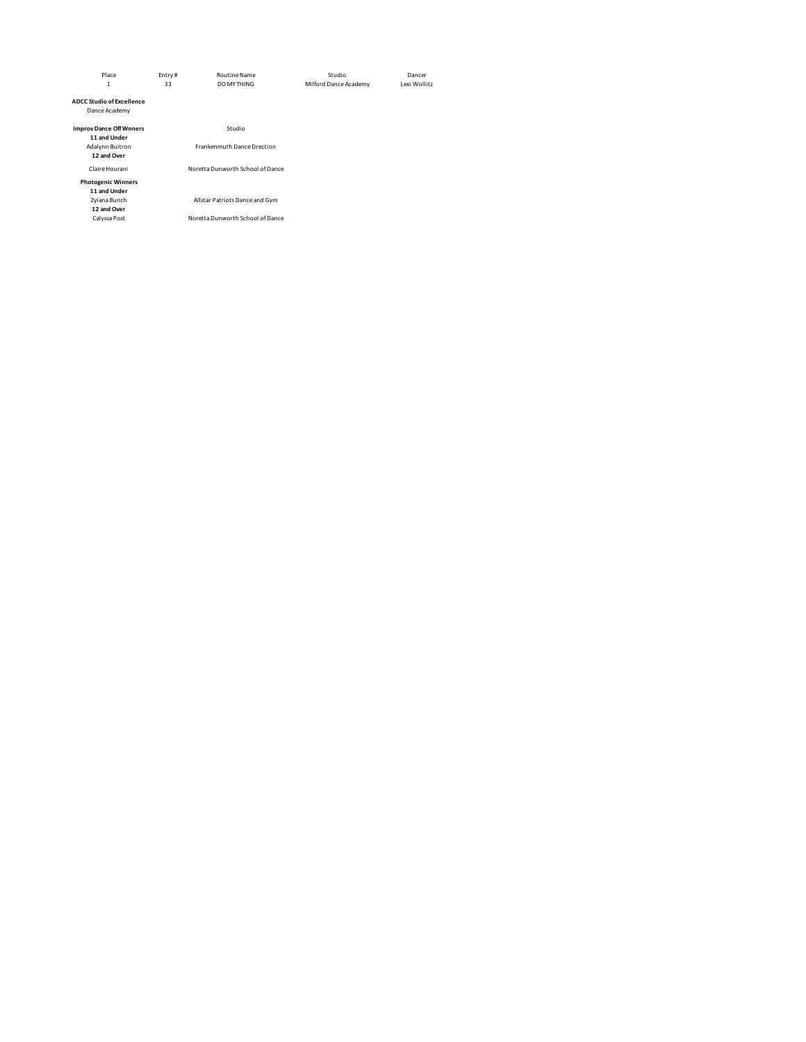| Place | Entry # | Routine Name | Studio | Dancer |
|---|---|---|---|---|
| 1 | 33 | DO MY THING | Milford Dance Academy | Lexi Wollitz |

**ADCC Studio of Excellence**
Dance Academy

| **Improv Dance Off Wnners** | Studio |
|---|---|
| **11 and Under** | |
| Adalynn Buitron | Frankenmuth Dance Drection |
| **12 and Over** | |
| Claire Hourani | Noretta Dunworth School of Dance |
| **Photogenic Winners** | |
| **11 and Under** | |
| Zyiana Bunch | Allstar Patriots Dance and Gym |
| **12 and Over** | |
| Calyssa Post | Noretta Dunworth School of Dance |